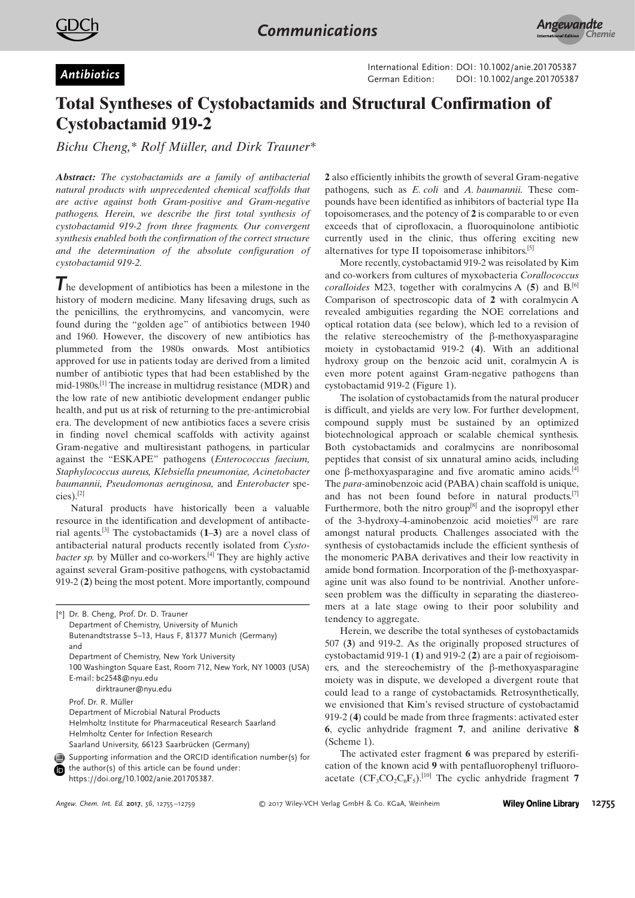Antibiotics

International Edition: DOI: 10.1002/anie.201705387
German Edition: DOI: 10.1002/ange.201705387

# Total Syntheses of Cystobactamids and Structural Confirmation of Cystobactamid 919-2

*Bichu Cheng,\* Rolf Müller, and Dirk Trauner\**

***Abstract:** The cystobactamids are a family of antibacterial natural products with unprecedented chemical scaffolds that are active against both Gram-positive and Gram-negative pathogens. Herein, we describe the first total synthesis of cystobactamid 919-2 from three fragments. Our convergent synthesis enabled both the confirmation of the correct structure and the determination of the absolute configuration of cystobactamid 919-2.*

The development of antibiotics has been a milestone in the history of modern medicine. Many lifesaving drugs, such as the penicillins, the erythromycins, and vancomycin, were found during the "golden age" of antibiotics between 1940 and 1960. However, the discovery of new antibiotics has plummeted from the 1980s onwards. Most antibiotics approved for use in patients today are derived from a limited number of antibiotic types that had been established by the mid-1980s.[1] The increase in multidrug resistance (MDR) and the low rate of new antibiotic development endanger public health, and put us at risk of returning to the pre-antimicrobial era. The development of new antibiotics faces a severe crisis in finding novel chemical scaffolds with activity against Gram-negative and multiresistant pathogens, in particular against the "ESKAPE" pathogens (*Enterococcus faecium, Staphylococcus aureus, Klebsiella pneumoniae, Acinetobacter baumannii, Pseudomonas aeruginosa,* and *Enterobacter* species).[2]

Natural products have historically been a valuable resource in the identification and development of antibacterial agents.[3] The cystobactamids (**1**–**3**) are a novel class of antibacterial natural products recently isolated from *Cystobacter sp.* by Müller and co-workers.[4] They are highly active against several Gram-positive pathogens, with cystobactamid 919-2 (**2**) being the most potent. More importantly, compound **2** also efficiently inhibits the growth of several Gram-negative pathogens, such as *E. coli* and *A. baumannii.* These compounds have been identified as inhibitors of bacterial type IIa topoisomerases, and the potency of **2** is comparable to or even exceeds that of ciprofloxacin, a fluoroquinolone antibiotic currently used in the clinic, thus offering exciting new alternatives for type II topoisomerase inhibitors.[5]

More recently, cystobactamid 919-2 was reisolated by Kim and co-workers from cultures of myxobacteria *Corallococcus coralloides* M23, together with coralmycins A (**5**) and B.[6] Comparison of spectroscopic data of **2** with coralmycin A revealed ambiguities regarding the NOE correlations and optical rotation data (see below), which led to a revision of the relative stereochemistry of the β-methoxyasparagine moiety in cystobactamid 919-2 (**4**). With an additional hydroxy group on the benzoic acid unit, coralmycin A is even more potent against Gram-negative pathogens than cystobactamid 919-2 (Figure 1).

The isolation of cystobactamids from the natural producer is difficult, and yields are very low. For further development, compound supply must be sustained by an optimized biotechnological approach or scalable chemical synthesis. Both cystobactamids and coralmycins are nonribosomal peptides that consist of six unnatural amino acids, including one β-methoxyasparagine and five aromatic amino acids.[4] The *para*-aminobenzoic acid (PABA) chain scaffold is unique, and has not been found before in natural products.[7] Furthermore, both the nitro group[8] and the isopropyl ether of the 3-hydroxy-4-aminobenzoic acid moieties[9] are rare amongst natural products. Challenges associated with the synthesis of cystobactamids include the efficient synthesis of the monomeric PABA derivatives and their low reactivity in amide bond formation. Incorporation of the β-methoxyasparagine unit was also found to be nontrivial. Another unforeseen problem was the difficulty in separating the diastereomers at a late stage owing to their poor solubility and tendency to aggregate.

Herein, we describe the total syntheses of cystobactamids 507 (**3**) and 919-2. As the originally proposed structures of cystobactamid 919-1 (**1**) and 919-2 (**2**) are a pair of regioisomers, and the stereochemistry of the β-methoxyasparagine moiety was in dispute, we developed a divergent route that could lead to a range of cystobactamids. Retrosynthetically, we envisioned that Kim's revised structure of cystobactamid 919-2 (**4**) could be made from three fragments: activated ester **6**, cyclic anhydride fragment **7**, and aniline derivative **8** (Scheme 1).

The activated ester fragment **6** was prepared by esterification of the known acid **9** with pentafluorophenyl trifluoroacetate ($CF_3CO_2C_6F_5$).[10] The cyclic anhydride fragment **7**

[\*] Dr. B. Cheng, Prof. Dr. D. Trauner
Department of Chemistry, University of Munich
Butenandtstrasse 5–13, Haus F, 81377 Munich (Germany)
and
Department of Chemistry, New York University
100 Washington Square East, Room 712, New York, NY 10003 (USA)
E-mail: bc2548@nyu.edu
dirktrauner@nyu.edu

Prof. Dr. R. Müller
Department of Microbial Natural Products
Helmholtz Institute for Pharmaceutical Research Saarland
Helmholtz Center for Infection Research
Saarland University, 66123 Saarbrücken (Germany)

Supporting information and the ORCID identification number(s) for the author(s) of this article can be found under: https://doi.org/10.1002/anie.201705387.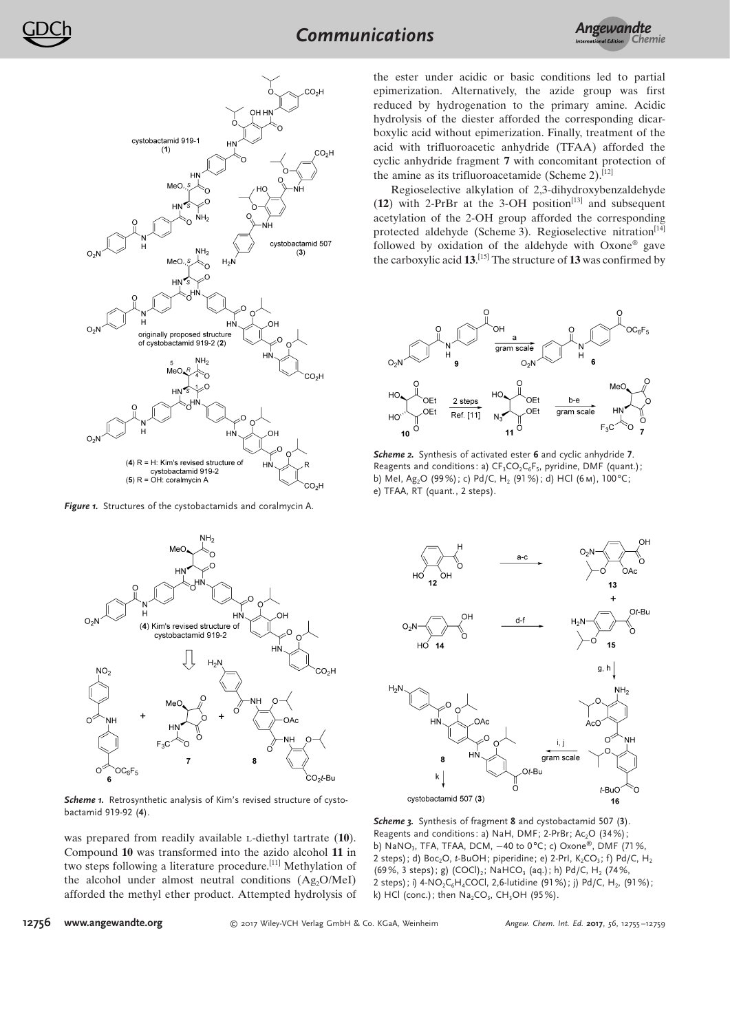*Figure 1.* Structures of the cystobactamids and coralmycin A.

*Scheme 1.* Retrosynthetic analysis of Kim's revised structure of cystobactamid 919-92 (**4**).

was prepared from readily available L-diethyl tartrate (**10**). Compound **10** was transformed into the azido alcohol **11** in two steps following a literature procedure.[11] Methylation of the alcohol under almost neutral conditions ($Ag_2O$/MeI) afforded the methyl ether product. Attempted hydrolysis of the ester under acidic or basic conditions led to partial epimerization. Alternatively, the azide group was first reduced by hydrogenation to the primary amine. Acidic hydrolysis of the diester afforded the corresponding dicarboxylic acid without epimerization. Finally, treatment of the acid with trifluoroacetic anhydride (TFAA) afforded the cyclic anhydride fragment **7** with concomitant protection of the amine as its trifluoroacetamide (Scheme 2).[12]

Regioselective alkylation of 2,3-dihydroxybenzaldehyde (**12**) with 2-PrBr at the 3-OH position[13] and subsequent acetylation of the 2-OH group afforded the corresponding protected aldehyde (Scheme 3). Regioselective nitration[14] followed by oxidation of the aldehyde with Oxone® gave the carboxylic acid **13**.[15] The structure of **13** was confirmed by

*Scheme 2.* Synthesis of activated ester **6** and cyclic anhydride **7**. Reagents and conditions: a) $CF_3CO_2C_6F_5$, pyridine, DMF (quant.); b) MeI, $Ag_2O$ (99%); c) Pd/C, $H_2$ (91%); d) HCl (6 M), 100°C; e) TFAA, RT (quant., 2 steps).

*Scheme 3.* Synthesis of fragment **8** and cystobactamid 507 (**3**). Reagents and conditions: a) NaH, DMF; 2-PrBr; $Ac_2O$ (34%); b) $NaNO_3$, TFA, TFAA, DCM, −40 to 0°C; c) Oxone®, DMF (71%, 2 steps); d) $Boc_2O$, *t*-BuOH; piperidine; e) 2-PrI, $K_2CO_3$; f) Pd/C, $H_2$ (69%, 3 steps); g) $(COCl)_2$; $NaHCO_3$ (aq.); h) Pd/C, $H_2$ (74%, 2 steps); i) 4-$NO_2C_6H_4$COCl, 2,6-lutidine (91%); j) Pd/C, $H_2$, (91%); k) HCl (conc.); then $Na_2CO_3$, $CH_3OH$ (95%).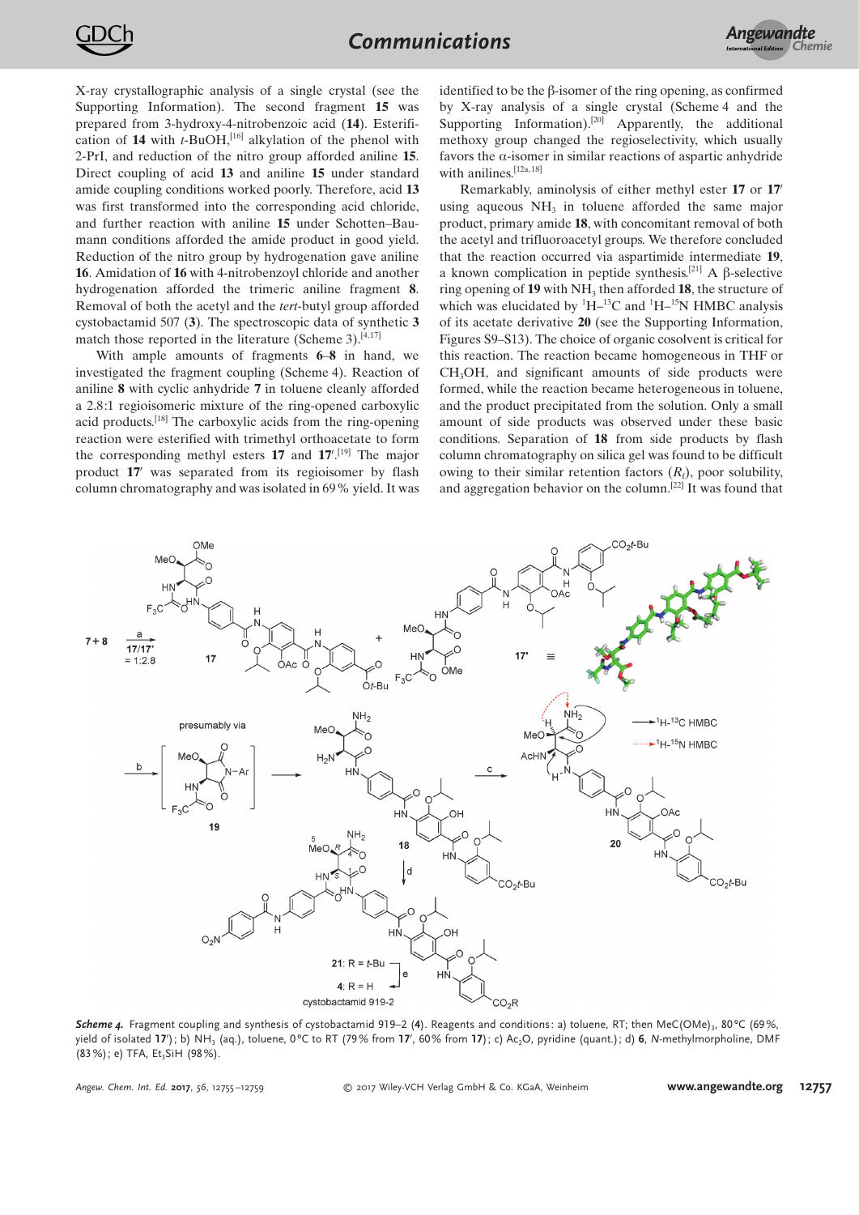X-ray crystallographic analysis of a single crystal (see the Supporting Information). The second fragment **15** was prepared from 3-hydroxy-4-nitrobenzoic acid (**14**). Esterification of **14** with *t*-BuOH,[16] alkylation of the phenol with 2-PrI, and reduction of the nitro group afforded aniline **15**. Direct coupling of acid **13** and aniline **15** under standard amide coupling conditions worked poorly. Therefore, acid **13** was first transformed into the corresponding acid chloride, and further reaction with aniline **15** under Schotten–Baumann conditions afforded the amide product in good yield. Reduction of the nitro group by hydrogenation gave aniline **16**. Amidation of **16** with 4-nitrobenzoyl chloride and another hydrogenation afforded the trimeric aniline fragment **8**. Removal of both the acetyl and the *tert*-butyl group afforded cystobactamid 507 (**3**). The spectroscopic data of synthetic **3** match those reported in the literature (Scheme 3).[4,17]

With ample amounts of fragments **6**–**8** in hand, we investigated the fragment coupling (Scheme 4). Reaction of aniline **8** with cyclic anhydride **7** in toluene cleanly afforded a 2.8:1 regioisomeric mixture of the ring-opened carboxylic acid products.[18] The carboxylic acids from the ring-opening reaction were esterified with trimethyl orthoacetate to form the corresponding methyl esters **17** and **17′**.[19] The major product **17′** was separated from its regioisomer by flash column chromatography and was isolated in 69% yield. It was identified to be the β-isomer of the ring opening, as confirmed by X-ray analysis of a single crystal (Scheme 4 and the Supporting Information).[20] Apparently, the additional methoxy group changed the regioselectivity, which usually favors the α-isomer in similar reactions of aspartic anhydride with anilines.[12a,18]

Remarkably, aminolysis of either methyl ester **17** or **17′** using aqueous $NH_3$ in toluene afforded the same major product, primary amide **18**, with concomitant removal of both the acetyl and trifluoroacetyl groups. We therefore concluded that the reaction occurred via aspartimide intermediate **19**, a known complication in peptide synthesis.[21] A β-selective ring opening of **19** with $NH_3$ then afforded **18**, the structure of which was elucidated by $^{1}H$–$^{13}C$ and $^{1}H$–$^{15}N$ HMBC analysis of its acetate derivative **20** (see the Supporting Information, Figures S9–S13). The choice of organic cosolvent is critical for this reaction. The reaction became homogeneous in THF or $CH_3OH$, and significant amounts of side products were formed, while the reaction became heterogeneous in toluene, and the product precipitated from the solution. Only a small amount of side products was observed under these basic conditions. Separation of **18** from side products by flash column chromatography on silica gel was found to be difficult owing to their similar retention factors ($R_f$), poor solubility, and aggregation behavior on the column.[22] It was found that

***Scheme 4.*** Fragment coupling and synthesis of cystobactamid 919–2 (**4**). Reagents and conditions: a) toluene, RT; then MeC(OMe)$_3$, 80 °C (69%, yield of isolated **17′**); b) $NH_3$ (aq.), toluene, 0 °C to RT (79% from **17′**, 60% from **17**); c) $Ac_2O$, pyridine (quant.); d) **6**, *N*-methylmorpholine, DMF (83%); e) TFA, $Et_3SiH$ (98%).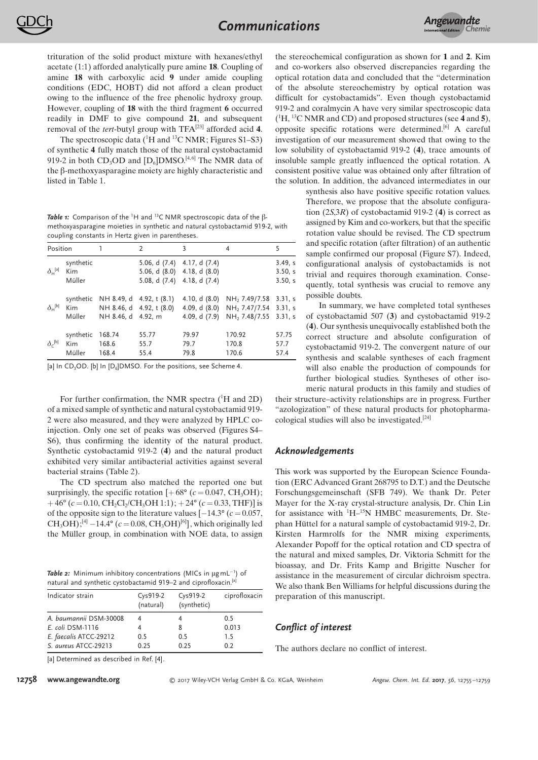trituration of the solid product mixture with hexanes/ethyl acetate (1:1) afforded analytically pure amine **18**. Coupling of amine **18** with carboxylic acid **9** under amide coupling conditions (EDC, HOBT) did not afford a clean product owing to the influence of the free phenolic hydroxy group. However, coupling of **18** with the third fragment **6** occurred readily in DMF to give compound **21**, and subsequent removal of the *tert*-butyl group with TFA[23] afforded acid **4**.

The spectroscopic data ($^1$H and $^{13}$C NMR; Figures S1–S3) of synthetic **4** fully match those of the natural cystobactamid 919-2 in both $CD_3OD$ and [D$_6$]DMSO.[4,6] The NMR data of the β-methoxyasparagine moiety are highly characteristic and listed in Table 1.

***Table 1:*** Comparison of the $^1$H and $^{13}$C NMR spectroscopic data of the β-methoxyasparagine moieties in synthetic and natural cystobactamid 919-2, with coupling constants in Hertz given in parentheses.

| Position | | 1 | 2 | 3 | 4 | 5 |
|---|---|---|---|---|---|---|
| $\delta_H$[a] | synthetic | | 5.06, d (7.4) | 4.17, d (7.4) | | 3.49, s |
| | Kim | | 5.06, d (8.0) | 4.18, d (8.0) | | 3.50, s |
| | Müller | | 5.08, d (7.4) | 4.18, d (7.4) | | 3.50, s |
| $\delta_H$[b] | synthetic | NH 8.49, d | 4.92, t (8.1) | 4.10, d (8.0) | $NH_2$ 7.49/7.58 | 3.31, s |
| | Kim | NH 8.46, d | 4.92, t (8.0) | 4.09, d (8.0) | $NH_2$ 7.47/7.54 | 3.31, s |
| | Müller | NH 8.46, d | 4.92, m | 4.09, d (7.9) | $NH_2$ 7.48/7.55 | 3.31, s |
| $\delta_C$[b] | synthetic | 168.74 | 55.77 | 79.97 | 170.92 | 57.75 |
| | Kim | 168.6 | 55.7 | 79.7 | 170.8 | 57.7 |
| | Müller | 168.4 | 55.4 | 79.8 | 170.6 | 57.4 |

[a] In $CD_3OD$. [b] In [D$_6$]DMSO. For the positions, see Scheme 4.

For further confirmation, the NMR spectra ($^1$H and 2D) of a mixed sample of synthetic and natural cystobactamid 919-2 were also measured, and they were analyzed by HPLC co-injection. Only one set of peaks was observed (Figures S4–S6), thus confirming the identity of the natural product. Synthetic cystobactamid 919-2 (**4**) and the natural product exhibited very similar antibacterial activities against several bacterial strains (Table 2).

The CD spectrum also matched the reported one but surprisingly, the specific rotation [+68° ($c$ = 0.047, $CH_3OH$); +46° ($c$ = 0.10, $CH_2Cl_2$/$CH_3OH$ 1:1); +24° ($c$ = 0.33, THF)] is of the opposite sign to the literature values [−14.3° ($c$ = 0.057, $CH_3OH$);[4] −14.4° ($c$ = 0.08, $CH_3OH$)[6]], which originally led the Müller group, in combination with NOE data, to assign the stereochemical configuration as shown for **1** and **2**. Kim and co-workers also observed discrepancies regarding the optical rotation data and concluded that the "determination of the absolute stereochemistry by optical rotation was difficult for cystobactamids". Even though cystobactamid 919-2 and coralmycin A have very similar spectroscopic data ($^1$H, $^{13}$C NMR and CD) and proposed structures (see **4** and **5**), opposite specific rotations were determined.[6] A careful investigation of our measurement showed that owing to the low solubility of cystobactamid 919-2 (**4**), trace amounts of insoluble sample greatly influenced the optical rotation. A consistent positive value was obtained only after filtration of the solution. In addition, the advanced intermediates in our synthesis also have positive specific rotation values. Therefore, we propose that the absolute configuration (2*S*,3*R*) of cystobactamid 919-2 (**4**) is correct as assigned by Kim and co-workers, but that the specific rotation value should be revised. The CD spectrum and specific rotation (after filtration) of an authentic sample confirmed our proposal (Figure S7). Indeed, configurational analysis of cystobactamids is not trivial and requires thorough examination. Consequently, total synthesis was crucial to remove any possible doubts.

***Table 2:*** Minimum inhibitory concentrations (MICs in μg mL$^{-1}$) of natural and synthetic cystobactamid 919–2 and ciprofloxacin.[a]

| Indicator strain | Cys919-2 (natural) | Cys919-2 (synthetic) | ciprofloxacin |
|---|---|---|---|
| *A. baumannii* DSM-30008 | 4 | 4 | 0.5 |
| *E. coli* DSM-1116 | 4 | 8 | 0.013 |
| *E. faecalis* ATCC-29212 | 0.5 | 0.5 | 1.5 |
| *S. aureus* ATCC-29213 | 0.25 | 0.25 | 0.2 |

[a] Determined as described in Ref. [4].

In summary, we have completed total syntheses of cystobactamid 507 (**3**) and cystobactamid 919-2 (**4**). Our synthesis unequivocally established both the correct structure and absolute configuration of cystobactamid 919-2. The convergent nature of our synthesis and scalable syntheses of each fragment will also enable the production of compounds for further biological studies. Syntheses of other isomeric natural products in this family and studies of their structure–activity relationships are in progress. Further "azologization" of these natural products for photopharmacological studies will also be investigated.[24]

## Acknowledgements

This work was supported by the European Science Foundation (ERC Advanced Grant 268795 to D.T.) and the Deutsche Forschungsgemeinschaft (SFB 749). We thank Dr. Peter Mayer for the X-ray crystal-structure analysis, Dr. Chin Lin for assistance with $^1$H–$^{15}$N HMBC measurements, Dr. Stephan Hüttel for a natural sample of cystobactamid 919-2, Dr. Kirsten Harmrolfs for the NMR mixing experiments, Alexander Popoff for the optical rotation and CD spectra of the natural and mixed samples, Dr. Viktoria Schmitt for the bioassay, and Dr. Frits Kamp and Brigitte Nuscher for assistance in the measurement of circular dichroism spectra. We also thank Ben Williams for helpful discussions during the preparation of this manuscript.

## Conflict of interest

The authors declare no conflict of interest.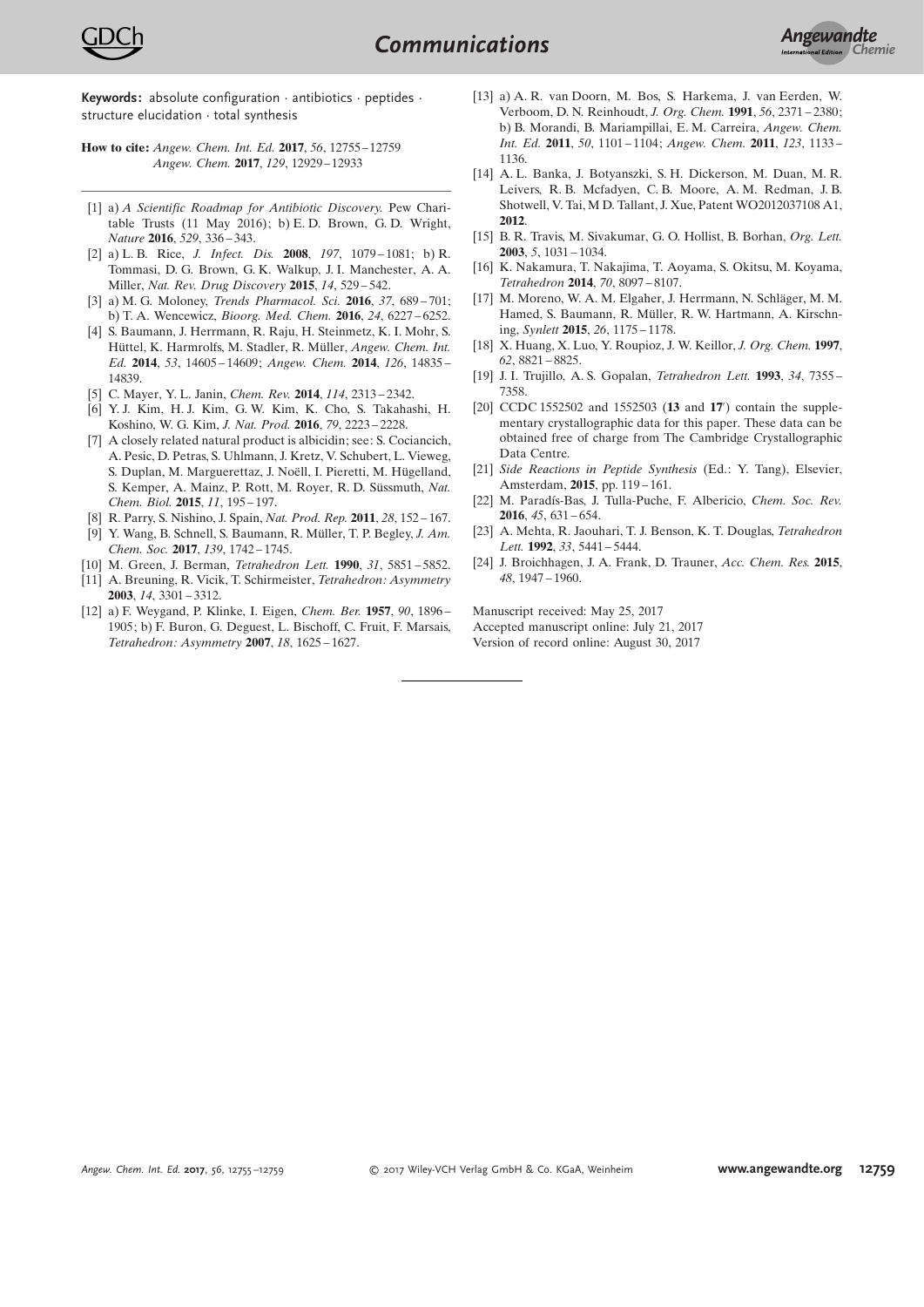**Keywords:** absolute configuration · antibiotics · peptides · structure elucidation · total synthesis

**How to cite:** *Angew. Chem. Int. Ed.* **2017**, *56*, 12755–12759
*Angew. Chem.* **2017**, *129*, 12929–12933

---

[1] a) *A Scientific Roadmap for Antibiotic Discovery.* Pew Charitable Trusts (11 May 2016); b) E. D. Brown, G. D. Wright, *Nature* **2016**, *529*, 336–343.

[2] a) L. B. Rice, *J. Infect. Dis.* **2008**, *197*, 1079–1081; b) R. Tommasi, D. G. Brown, G. K. Walkup, J. I. Manchester, A. A. Miller, *Nat. Rev. Drug Discovery* **2015**, *14*, 529–542.

[3] a) M. G. Moloney, *Trends Pharmacol. Sci.* **2016**, *37*, 689–701; b) T. A. Wencewicz, *Bioorg. Med. Chem.* **2016**, *24*, 6227–6252.

[4] S. Baumann, J. Herrmann, R. Raju, H. Steinmetz, K. I. Mohr, S. Hüttel, K. Harmrolfs, M. Stadler, R. Müller, *Angew. Chem. Int. Ed.* **2014**, *53*, 14605–14609; *Angew. Chem.* **2014**, *126*, 14835–14839.

[5] C. Mayer, Y. L. Janin, *Chem. Rev.* **2014**, *114*, 2313–2342.

[6] Y. J. Kim, H. J. Kim, G. W. Kim, K. Cho, S. Takahashi, H. Koshino, W. G. Kim, *J. Nat. Prod.* **2016**, *79*, 2223–2228.

[7] A closely related natural product is albicidin; see: S. Cociancich, A. Pesic, D. Petras, S. Uhlmann, J. Kretz, V. Schubert, L. Vieweg, S. Duplan, M. Marguerettaz, J. Noëll, I. Pieretti, M. Hügelland, S. Kemper, A. Mainz, P. Rott, M. Royer, R. D. Süssmuth, *Nat. Chem. Biol.* **2015**, *11*, 195–197.

[8] R. Parry, S. Nishino, J. Spain, *Nat. Prod. Rep.* **2011**, *28*, 152–167.

[9] Y. Wang, B. Schnell, S. Baumann, R. Müller, T. P. Begley, *J. Am. Chem. Soc.* **2017**, *139*, 1742–1745.

[10] M. Green, J. Berman, *Tetrahedron Lett.* **1990**, *31*, 5851–5852.

[11] A. Breuning, R. Vicik, T. Schirmeister, *Tetrahedron: Asymmetry* **2003**, *14*, 3301–3312.

[12] a) F. Weygand, P. Klinke, I. Eigen, *Chem. Ber.* **1957**, *90*, 1896–1905; b) F. Buron, G. Deguest, L. Bischoff, C. Fruit, F. Marsais, *Tetrahedron: Asymmetry* **2007**, *18*, 1625–1627.

[13] a) A. R. van Doorn, M. Bos, S. Harkema, J. van Eerden, W. Verboom, D. N. Reinhoudt, *J. Org. Chem.* **1991**, *56*, 2371–2380; b) B. Morandi, B. Mariampillai, E. M. Carreira, *Angew. Chem. Int. Ed.* **2011**, *50*, 1101–1104; *Angew. Chem.* **2011**, *123*, 1133–1136.

[14] A. L. Banka, J. Botyanszki, S. H. Dickerson, M. Duan, M. R. Leivers, R. B. Mcfadyen, C. B. Moore, A. M. Redman, J. B. Shotwell, V. Tai, M D. Tallant, J. Xue, Patent WO2012037108 A1, **2012**.

[15] B. R. Travis, M. Sivakumar, G. O. Hollist, B. Borhan, *Org. Lett.* **2003**, *5*, 1031–1034.

[16] K. Nakamura, T. Nakajima, T. Aoyama, S. Okitsu, M. Koyama, *Tetrahedron* **2014**, *70*, 8097–8107.

[17] M. Moreno, W. A. M. Elgaher, J. Herrmann, N. Schläger, M. M. Hamed, S. Baumann, R. Müller, R. W. Hartmann, A. Kirschning, *Synlett* **2015**, *26*, 1175–1178.

[18] X. Huang, X. Luo, Y. Roupioz, J. W. Keillor, *J. Org. Chem.* **1997**, *62*, 8821–8825.

[19] J. I. Trujillo, A. S. Gopalan, *Tetrahedron Lett.* **1993**, *34*, 7355–7358.

[20] CCDC 1552502 and 1552503 (**13** and **17′**) contain the supplementary crystallographic data for this paper. These data can be obtained free of charge from The Cambridge Crystallographic Data Centre.

[21] *Side Reactions in Peptide Synthesis* (Ed.: Y. Tang), Elsevier, Amsterdam, **2015**, pp. 119–161.

[22] M. Paradís-Bas, J. Tulla-Puche, F. Albericio, *Chem. Soc. Rev.* **2016**, *45*, 631–654.

[23] A. Mehta, R. Jaouhari, T. J. Benson, K. T. Douglas, *Tetrahedron Lett.* **1992**, *33*, 5441–5444.

[24] J. Broichhagen, J. A. Frank, D. Trauner, *Acc. Chem. Res.* **2015**, *48*, 1947–1960.

Manuscript received: May 25, 2017
Accepted manuscript online: July 21, 2017
Version of record online: August 30, 2017